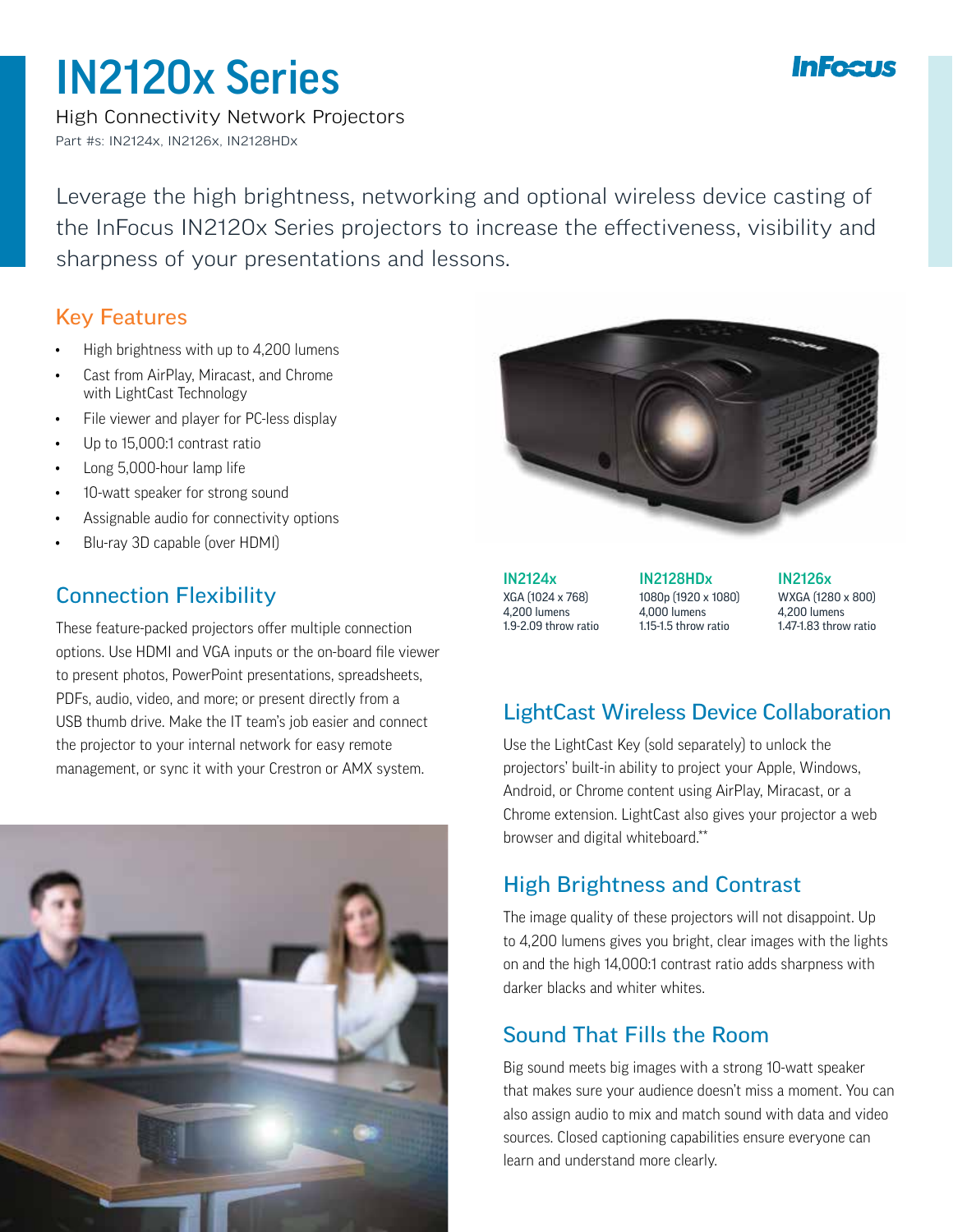# IN2120x Series

High Connectivity Network Projectors

Part #s: IN2124x, IN2126x, IN2128HDx

Leverage the high brightness, networking and optional wireless device casting of the InFocus IN2120x Series projectors to increase the effectiveness, visibility and sharpness of your presentations and lessons.

## Key Features

- High brightness with up to 4,200 lumens
- Cast from AirPlay, Miracast, and Chrome with LightCast Technology
- File viewer and player for PC-less display
- Up to 15,000:1 contrast ratio
- Long 5,000-hour lamp life
- 10-watt speaker for strong sound
- Assignable audio for connectivity options
- Blu-ray 3D capable (over HDMI)

| IN2124x | IN2128HDx | IN2126x |
| --- | --- | --- |
| XGA (1024 x 768) | 1080p (1920 x 1080) | WXGA (1280 x 800) |
| 4,200 lumens | 4,000 lumens | 4,200 lumens |
| 1.9-2.09 throw ratio | 1.15-1.5 throw ratio | 1.47-1.83 throw ratio |

## Connection Flexibility

These feature-packed projectors offer multiple connection options. Use HDMI and VGA inputs or the on-board file viewer to present photos, PowerPoint presentations, spreadsheets, PDFs, audio, video, and more; or present directly from a USB thumb drive. Make the IT team's job easier and connect the projector to your internal network for easy remote management, or sync it with your Crestron or AMX system.

## LightCast Wireless Device Collaboration

Use the LightCast Key (sold separately) to unlock the projectors' built-in ability to project your Apple, Windows, Android, or Chrome content using AirPlay, Miracast, or a Chrome extension. LightCast also gives your projector a web browser and digital whiteboard.**

## High Brightness and Contrast

The image quality of these projectors will not disappoint. Up to 4,200 lumens gives you bright, clear images with the lights on and the high 14,000:1 contrast ratio adds sharpness with darker blacks and whiter whites.

## Sound That Fills the Room

Big sound meets big images with a strong 10-watt speaker that makes sure your audience doesn't miss a moment. You can also assign audio to mix and match sound with data and video sources. Closed captioning capabilities ensure everyone can learn and understand more clearly.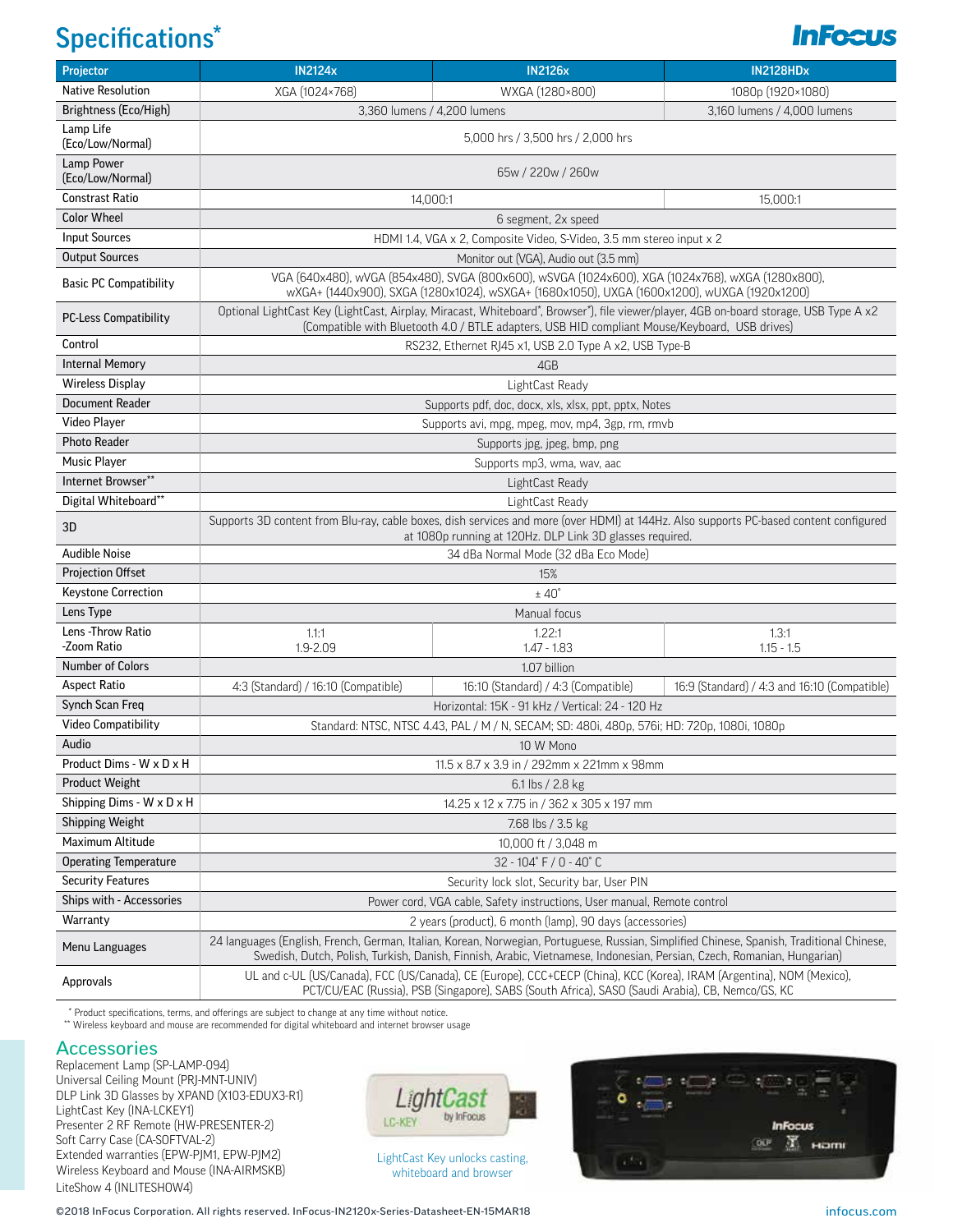# Specifications*

InFocus

| Projector | IN2124x | IN2126x | IN2128HDx |
|---|---|---|---|
| Native Resolution | XGA (1024×768) | WXGA (1280×800) | 1080p (1920×1080) |
| Brightness (Eco/High) | 3,360 lumens / 4,200 lumens | | 3,160 lumens / 4,000 lumens |
| Lamp Life (Eco/Low/Normal) | 5,000 hrs / 3,500 hrs / 2,000 hrs | | |
| Lamp Power (Eco/Low/Normal) | 65w / 220w / 260w | | |
| Constrast Ratio | 14,000:1 | | 15,000:1 |
| Color Wheel | 6 segment, 2x speed | | |
| Input Sources | HDMI 1.4, VGA x 2, Composite Video, S-Video, 3.5 mm stereo input x 2 | | |
| Output Sources | Monitor out (VGA), Audio out (3.5 mm) | | |
| Basic PC Compatibility | VGA (640x480), wVGA (854x480), SVGA (800x600), wSVGA (1024x600), XGA (1024x768), wXGA (1280x800), wXGA+ (1440x900), SXGA (1280x1024), wSXGA+ (1680x1050), UXGA (1600x1200), wUXGA (1920x1200) | | |
| PC-Less Compatibility | Optional LightCast Key (LightCast, Airplay, Miracast, Whiteboard*, Browser*), file viewer/player, 4GB on-board storage, USB Type A x2 (Compatible with Bluetooth 4.0 / BTLE adapters, USB HID compliant Mouse/Keyboard, USB drives) | | |
| Control | RS232, Ethernet RJ45 x1, USB 2.0 Type A x2, USB Type-B | | |
| Internal Memory | 4GB | | |
| Wireless Display | LightCast Ready | | |
| Document Reader | Supports pdf, doc, docx, xls, xlsx, ppt, pptx, Notes | | |
| Video Player | Supports avi, mpg, mpeg, mov, mp4, 3gp, rm, rmvb | | |
| Photo Reader | Supports jpg, jpeg, bmp, png | | |
| Music Player | Supports mp3, wma, wav, aac | | |
| Internet Browser** | LightCast Ready | | |
| Digital Whiteboard** | LightCast Ready | | |
| 3D | Supports 3D content from Blu-ray, cable boxes, dish services and more (over HDMI) at 144Hz. Also supports PC-based content configured at 1080p running at 120Hz. DLP Link 3D glasses required. | | |
| Audible Noise | 34 dBa Normal Mode (32 dBa Eco Mode) | | |
| Projection Offset | 15% | | |
| Keystone Correction | ± 40˚ | | |
| Lens Type | Manual focus | | |
| Lens -Throw Ratio -Zoom Ratio | 1.1:1 1.9-2.09 | 1.22:1 1.47 - 1.83 | 1.3:1 1.15 - 1.5 |
| Number of Colors | 1.07 billion | | |
| Aspect Ratio | 4:3 (Standard) / 16:10 (Compatible) | 16:10 (Standard) / 4:3 (Compatible) | 16:9 (Standard) / 4:3 and 16:10 (Compatible) |
| Synch Scan Freq | Horizontal: 15K - 91 kHz / Vertical: 24 - 120 Hz | | |
| Video Compatibility | Standard: NTSC, NTSC 4.43, PAL / M / N, SECAM; SD: 480i, 480p, 576i; HD: 720p, 1080i, 1080p | | |
| Audio | 10 W Mono | | |
| Product Dims - W x D x H | 11.5 x 8.7 x 3.9 in / 292mm x 221mm x 98mm | | |
| Product Weight | 6.1 lbs / 2.8 kg | | |
| Shipping Dims - W x D x H | 14.25 x 12 x 7.75 in / 362 x 305 x 197 mm | | |
| Shipping Weight | 7.68 lbs / 3.5 kg | | |
| Maximum Altitude | 10,000 ft / 3,048 m | | |
| Operating Temperature | 32 - 104˚ F / 0 - 40˚ C | | |
| Security Features | Security lock slot, Security bar, User PIN | | |
| Ships with - Accessories | Power cord, VGA cable, Safety instructions, User manual, Remote control | | |
| Warranty | 2 years (product), 6 month (lamp), 90 days (accessories) | | |
| Menu Languages | 24 languages (English, French, German, Italian, Korean, Norwegian, Portuguese, Russian, Simplified Chinese, Spanish, Traditional Chinese, Swedish, Dutch, Polish, Turkish, Danish, Finnish, Arabic, Vietnamese, Indonesian, Persian, Czech, Romanian, Hungarian) | | |
| Approvals | UL and c-UL (US/Canada), FCC (US/Canada), CE (Europe), CCC+CECP (China), KCC (Korea), IRAM (Argentina), NOM (Mexico), PCT/CU/EAC (Russia), PSB (Singapore), SABS (South Africa), SASO (Saudi Arabia), CB, Nemco/GS, KC | | |

* Product specifications, terms, and offerings are subject to change at any time without notice.
** Wireless keyboard and mouse are recommended for digital whiteboard and internet browser usage

## Accessories

Replacement Lamp (SP-LAMP-094)
Universal Ceiling Mount (PRJ-MNT-UNIV)
DLP Link 3D Glasses by XPAND (X103-EDUX3-R1)
LightCast Key (INA-LCKEY1)
Presenter 2 RF Remote (HW-PRESENTER-2)
Soft Carry Case (CA-SOFTVAL-2)
Extended warranties (EPW-PJM1, EPW-PJM2)
Wireless Keyboard and Mouse (INA-AIRMSKB)
LiteShow 4 (INLITESHOW4)

LightCast Key unlocks casting, whiteboard and browser

©2018 InFocus Corporation. All rights reserved. InFocus-IN2120x-Series-Datasheet-EN-15MAR18

infocus.com